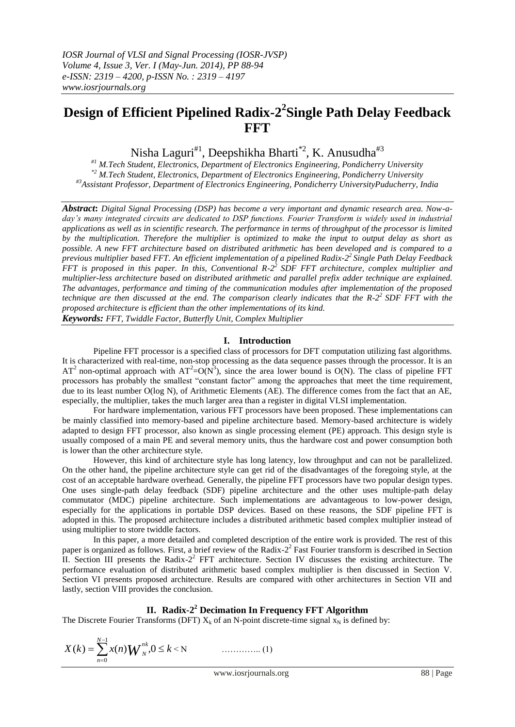# Design of Efficient Pipelined Radix-$2^2$Single Path Delay Feedback FFT

Nisha Laguri[#1], Deepshikha Bharti[*2], K. Anusudha[#3]

[#1] *M.Tech Student, Electronics, Department of Electronics Engineering, Pondicherry University*
[*2] *M.Tech Student, Electronics, Department of Electronics Engineering, Pondicherry University*
[#3] *Assistant Professor, Department of Electronics Engineering, Pondicherry UniversityPuducherry, India*

***Abstract*:** *Digital Signal Processing (DSP) has become a very important and dynamic research area. Now-a-day's many integrated circuits are dedicated to DSP functions. Fourier Transform is widely used in industrial applications as well as in scientific research. The performance in terms of throughput of the processor is limited by the multiplication. Therefore the multiplier is optimized to make the input to output delay as short as possible. A new FFT architecture based on distributed arithmetic has been developed and is compared to a previous multiplier based FFT. An efficient implementation of a pipelined Radix-$2^2$ Single Path Delay Feedback FFT is proposed in this paper. In this, Conventional R-$2^2$ SDF FFT architecture, complex multiplier and multiplier-less architecture based on distributed arithmetic and parallel prefix adder technique are explained. The advantages, performance and timing of the communication modules after implementation of the proposed technique are then discussed at the end. The comparison clearly indicates that the R-$2^2$ SDF FFT with the proposed architecture is efficient than the other implementations of its kind.*

***Keywords:*** *FFT, Twiddle Factor, Butterfly Unit, Complex Multiplier*

## I. Introduction

Pipeline FFT processor is a specified class of processors for DFT computation utilizing fast algorithms. It is characterized with real-time, non-stop processing as the data sequence passes through the processor. It is an $AT^2$ non-optimal approach with $AT^2=O(N^3)$, since the area lower bound is O(N). The class of pipeline FFT processors has probably the smallest "constant factor" among the approaches that meet the time requirement, due to its least number O(log N), of Arithmetic Elements (AE). The difference comes from the fact that an AE, especially, the multiplier, takes the much larger area than a register in digital VLSI implementation.

For hardware implementation, various FFT processors have been proposed. These implementations can be mainly classified into memory-based and pipeline architecture based. Memory-based architecture is widely adapted to design FFT processor, also known as single processing element (PE) approach. This design style is usually composed of a main PE and several memory units, thus the hardware cost and power consumption both is lower than the other architecture style.

However, this kind of architecture style has long latency, low throughput and can not be parallelized. On the other hand, the pipeline architecture style can get rid of the disadvantages of the foregoing style, at the cost of an acceptable hardware overhead. Generally, the pipeline FFT processors have two popular design types. One uses single-path delay feedback (SDF) pipeline architecture and the other uses multiple-path delay commutator (MDC) pipeline architecture. Such implementations are advantageous to low-power design, especially for the applications in portable DSP devices. Based on these reasons, the SDF pipeline FFT is adopted in this. The proposed architecture includes a distributed arithmetic based complex multiplier instead of using multiplier to store twiddle factors.

In this paper, a more detailed and completed description of the entire work is provided. The rest of this paper is organized as follows. First, a brief review of the Radix-$2^2$ Fast Fourier transform is described in Section II. Section III presents the Radix-$2^2$ FFT architecture. Section IV discusses the existing architecture. The performance evaluation of distributed arithmetic based complex multiplier is then discussed in Section V. Section VI presents proposed architecture. Results are compared with other architectures in Section VII and lastly, section VIII provides the conclusion.

## II. Radix-$2^2$ Decimation In Frequency FFT Algorithm

The Discrete Fourier Transforms (DFT) $X_k$ of an N-point discrete-time signal $x_N$ is defined by:

$$X(k) = \sum_{n=0}^{N-1} x(n) W_N^{nk}, 0 \le k < N \qquad \text{…………..} (1)$$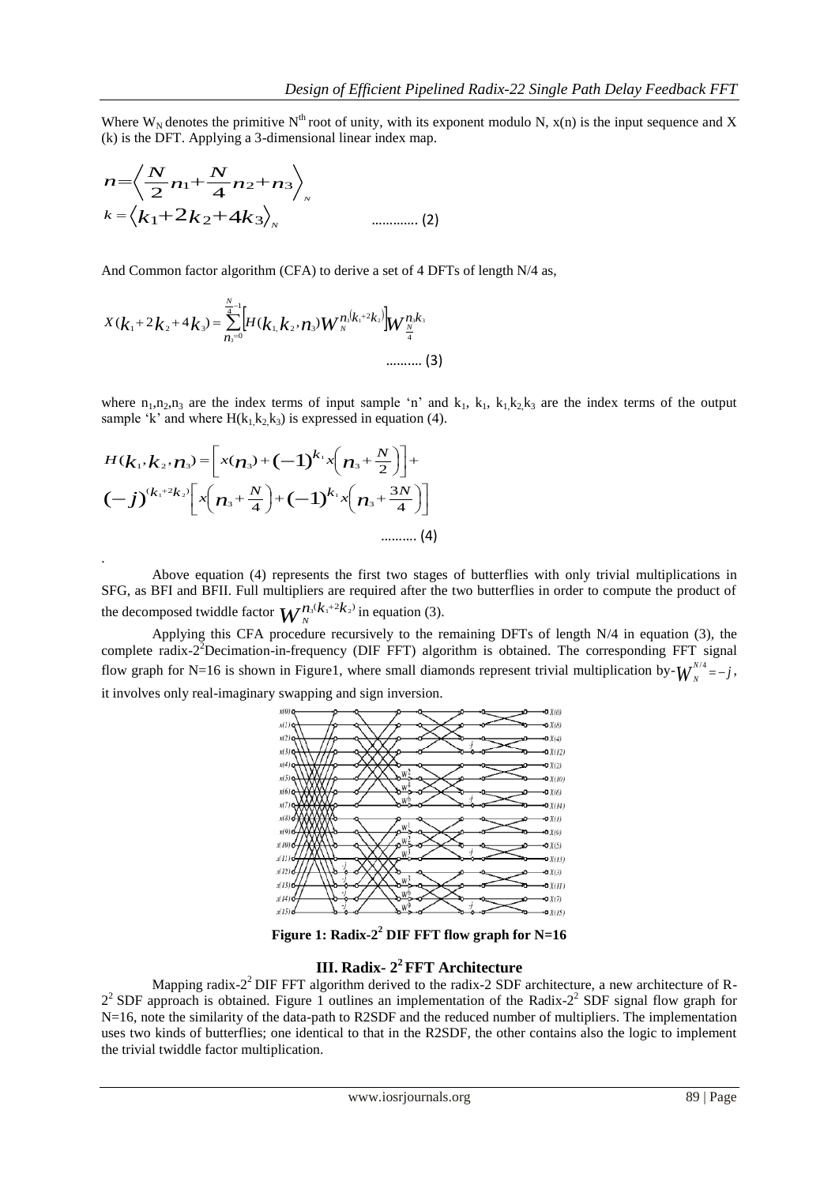Where $W_N$ denotes the primitive $N^{th}$ root of unity, with its exponent modulo N, x(n) is the input sequence and X (k) is the DFT. Applying a 3-dimensional linear index map.

$$n=\left\langle \frac{N}{2}n_1+\frac{N}{4}n_2+n_3 \right\rangle_N$$
$$k=\left\langle k_1+2k_2+4k_3 \right\rangle_N \qquad \text{............ (2)}$$

And Common factor algorithm (CFA) to derive a set of 4 DFTs of length N/4 as,

$$X(k_1+2k_2+4k_3)=\sum_{n_3=0}^{\frac{N}{4}-1}\left[H(k_1,k_2,n_3)W_N^{n_3(k_1+2k_2)}\right]W_{\frac{N}{4}}^{n_3k_3} \qquad \text{.......... (3)}$$

where $n_1,n_2,n_3$ are the index terms of input sample 'n' and $k_1$, $k_1$, $k_1,k_2,k_3$ are the index terms of the output sample 'k' and where $H(k_1,k_2,k_3)$ is expressed in equation (4).

$$H(k_1,k_2,n_3)=\left[x(n_3)+(-1)^{k_1}x\left(n_3+\frac{N}{2}\right)\right]+ (-j)^{(k_1+2k_2)}\left[x\left(n_3+\frac{N}{4}\right)+(-1)^{k_1}x\left(n_3+\frac{3N}{4}\right)\right] \qquad \text{.......... (4)}$$

Above equation (4) represents the first two stages of butterflies with only trivial multiplications in SFG, as BFI and BFII. Full multipliers are required after the two butterflies in order to compute the product of the decomposed twiddle factor $W_N^{n_3(k_1+2k_2)}$ in equation (3).

Applying this CFA procedure recursively to the remaining DFTs of length N/4 in equation (3), the complete radix-$2^2$Decimation-in-frequency (DIF FFT) algorithm is obtained. The corresponding FFT signal flow graph for N=16 is shown in Figure1, where small diamonds represent trivial multiplication by-$W_N^{N/4}=-j$, it involves only real-imaginary swapping and sign inversion.

**Figure 1: Radix-$2^2$ DIF FFT flow graph for N=16**

## III. Radix- $2^2$ FFT Architecture

Mapping radix-$2^2$ DIF FFT algorithm derived to the radix-2 SDF architecture, a new architecture of R-$2^2$ SDF approach is obtained. Figure 1 outlines an implementation of the Radix-$2^2$ SDF signal flow graph for N=16, note the similarity of the data-path to R2SDF and the reduced number of multipliers. The implementation uses two kinds of butterflies; one identical to that in the R2SDF, the other contains also the logic to implement the trivial twiddle factor multiplication.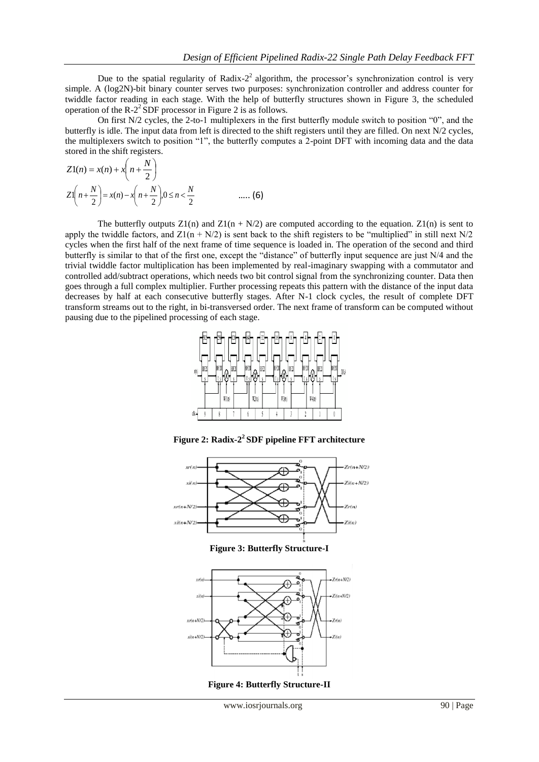Due to the spatial regularity of Radix-$2^2$ algorithm, the processor's synchronization control is very simple. A (log2N)-bit binary counter serves two purposes: synchronization controller and address counter for twiddle factor reading in each stage. With the help of butterfly structures shown in Figure 3, the scheduled operation of the R-$2^2$ SDF processor in Figure 2 is as follows.

On first N/2 cycles, the 2-to-1 multiplexers in the first butterfly module switch to position "0", and the butterfly is idle. The input data from left is directed to the shift registers until they are filled. On next N/2 cycles, the multiplexers switch to position "1", the butterfly computes a 2-point DFT with incoming data and the data stored in the shift registers.

$$Z1(n) = x(n) + x\left(n + \frac{N}{2}\right)$$
$$Z1\left(n + \frac{N}{2}\right) = x(n) - x\left(n + \frac{N}{2}\right), 0 \le n < \frac{N}{2} \quad \text{..... (6)}$$

The butterfly outputs Z1(n) and Z1(n + N/2) are computed according to the equation. Z1(n) is sent to apply the twiddle factors, and Z1(n + N/2) is sent back to the shift registers to be "multiplied" in still next N/2 cycles when the first half of the next frame of time sequence is loaded in. The operation of the second and third butterfly is similar to that of the first one, except the "distance" of butterfly input sequence are just N/4 and the trivial twiddle factor multiplication has been implemented by real-imaginary swapping with a commutator and controlled add/subtract operations, which needs two bit control signal from the synchronizing counter. Data then goes through a full complex multiplier. Further processing repeats this pattern with the distance of the input data decreases by half at each consecutive butterfly stages. After N-1 clock cycles, the result of complete DFT transform streams out to the right, in bi-transversed order. The next frame of transform can be computed without pausing due to the pipelined processing of each stage.

**Figure 2: Radix-$2^2$ SDF pipeline FFT architecture**

**Figure 3: Butterfly Structure-I**

**Figure 4: Butterfly Structure-II**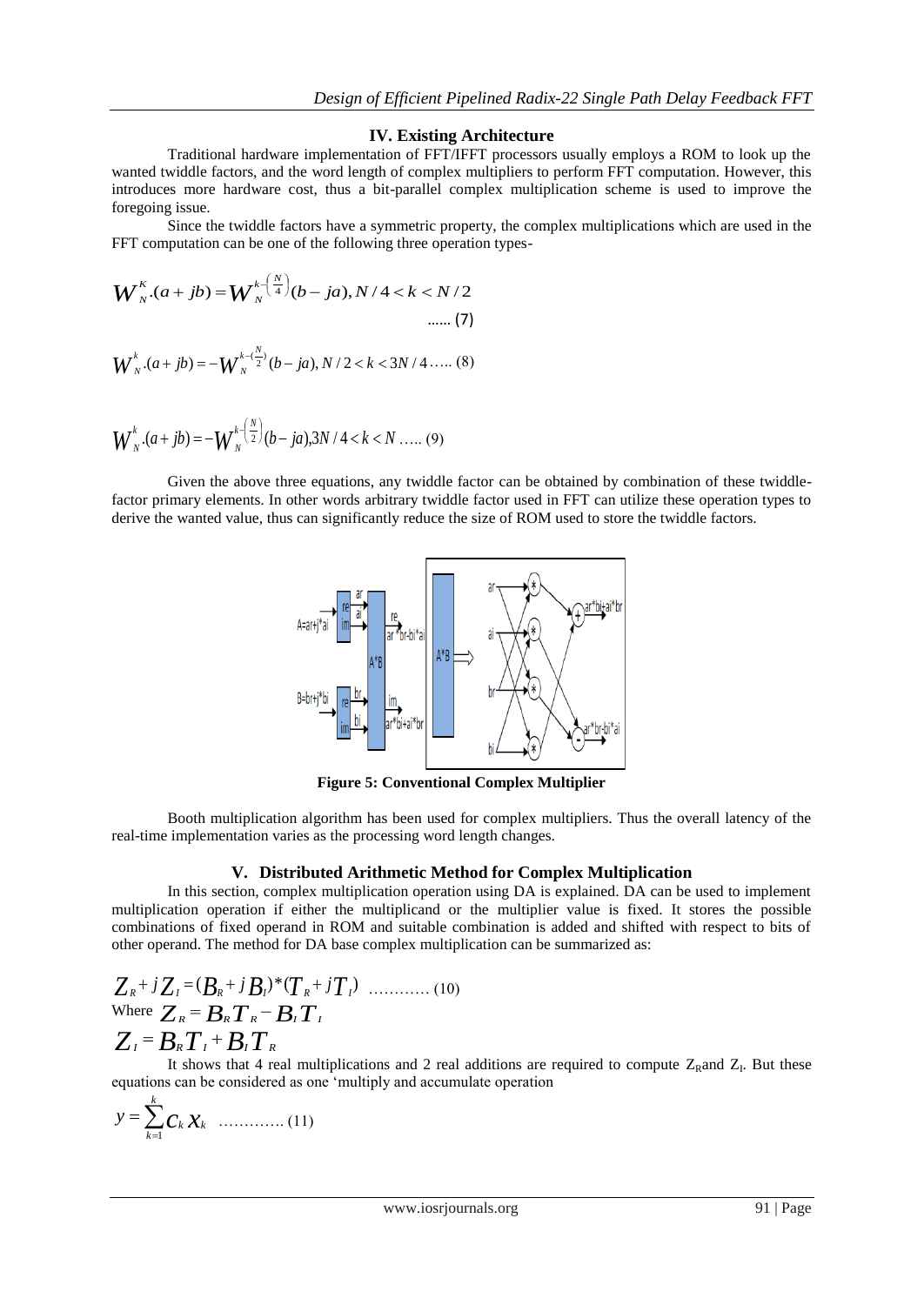## IV. Existing Architecture

Traditional hardware implementation of FFT/IFFT processors usually employs a ROM to look up the wanted twiddle factors, and the word length of complex multipliers to perform FFT computation. However, this introduces more hardware cost, thus a bit-parallel complex multiplication scheme is used to improve the foregoing issue.

Since the twiddle factors have a symmetric property, the complex multiplications which are used in the FFT computation can be one of the following three operation types-

$$W_N^K.(a+jb) = W_N^{k-\left(\frac{N}{4}\right)}(b-ja), N/4 < k < N/2 \quad \text{...... (7)}$$

$$W_N^k.(a+jb) = -W_N^{k-\left(\frac{N}{2}\right)}(b-ja), N/2 < k < 3N/4 \quad \text{..... (8)}$$

$$W_N^k.(a+jb) = -W_N^{k-\left(\frac{N}{2}\right)}(b-ja), 3N/4 < k < N \quad \text{..... (9)}$$

Given the above three equations, any twiddle factor can be obtained by combination of these twiddle-factor primary elements. In other words arbitrary twiddle factor used in FFT can utilize these operation types to derive the wanted value, thus can significantly reduce the size of ROM used to store the twiddle factors.

**Figure 5: Conventional Complex Multiplier**

Booth multiplication algorithm has been used for complex multipliers. Thus the overall latency of the real-time implementation varies as the processing word length changes.

## V. Distributed Arithmetic Method for Complex Multiplication

In this section, complex multiplication operation using DA is explained. DA can be used to implement multiplication operation if either the multiplicand or the multiplier value is fixed. It stores the possible combinations of fixed operand in ROM and suitable combination is added and shifted with respect to bits of other operand. The method for DA base complex multiplication can be summarized as:

$$Z_R + jZ_I = (B_R + jB_I) * (T_R + jT_I) \quad \text{............ (10)}$$

Where $Z_R = B_R T_R - B_I T_I$

$$Z_I = B_R T_I + B_I T_R$$

It shows that 4 real multiplications and 2 real additions are required to compute $Z_R$and $Z_I$. But these equations can be considered as one 'multiply and accumulate operation

$$y = \sum_{k=1}^{k} c_k x_k \quad \text{............. (11)}$$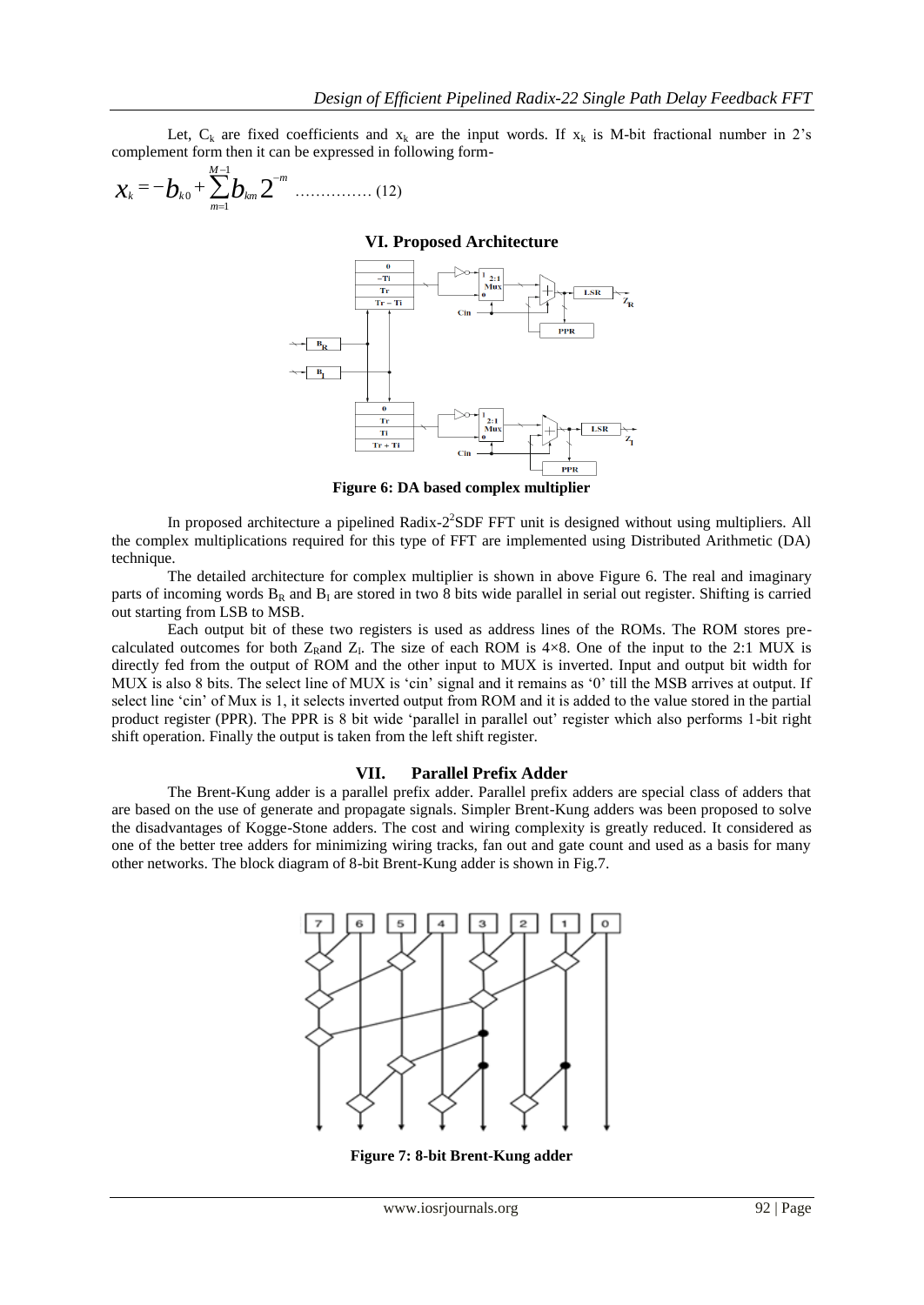Let, $C_k$ are fixed coefficients and $x_k$ are the input words. If $x_k$ is M-bit fractional number in 2's complement form then it can be expressed in following form-

$$x_k = -b_{k0} + \sum_{m=1}^{M-1} b_{km} 2^{-m} \quad \text{.............. (12)}$$

## VI. Proposed Architecture

**Figure 6: DA based complex multiplier**

In proposed architecture a pipelined Radix-$2^2$SDF FFT unit is designed without using multipliers. All the complex multiplications required for this type of FFT are implemented using Distributed Arithmetic (DA) technique.

The detailed architecture for complex multiplier is shown in above Figure 6. The real and imaginary parts of incoming words $B_R$ and $B_I$ are stored in two 8 bits wide parallel in serial out register. Shifting is carried out starting from LSB to MSB.

Each output bit of these two registers is used as address lines of the ROMs. The ROM stores pre-calculated outcomes for both $Z_R$and $Z_I$. The size of each ROM is 4×8. One of the input to the 2:1 MUX is directly fed from the output of ROM and the other input to MUX is inverted. Input and output bit width for MUX is also 8 bits. The select line of MUX is 'cin' signal and it remains as '0' till the MSB arrives at output. If select line 'cin' of Mux is 1, it selects inverted output from ROM and it is added to the value stored in the partial product register (PPR). The PPR is 8 bit wide 'parallel in parallel out' register which also performs 1-bit right shift operation. Finally the output is taken from the left shift register.

## VII. Parallel Prefix Adder

The Brent-Kung adder is a parallel prefix adder. Parallel prefix adders are special class of adders that are based on the use of generate and propagate signals. Simpler Brent-Kung adders was been proposed to solve the disadvantages of Kogge-Stone adders. The cost and wiring complexity is greatly reduced. It considered as one of the better tree adders for minimizing wiring tracks, fan out and gate count and used as a basis for many other networks. The block diagram of 8-bit Brent-Kung adder is shown in Fig.7.

**Figure 7: 8-bit Brent-Kung adder**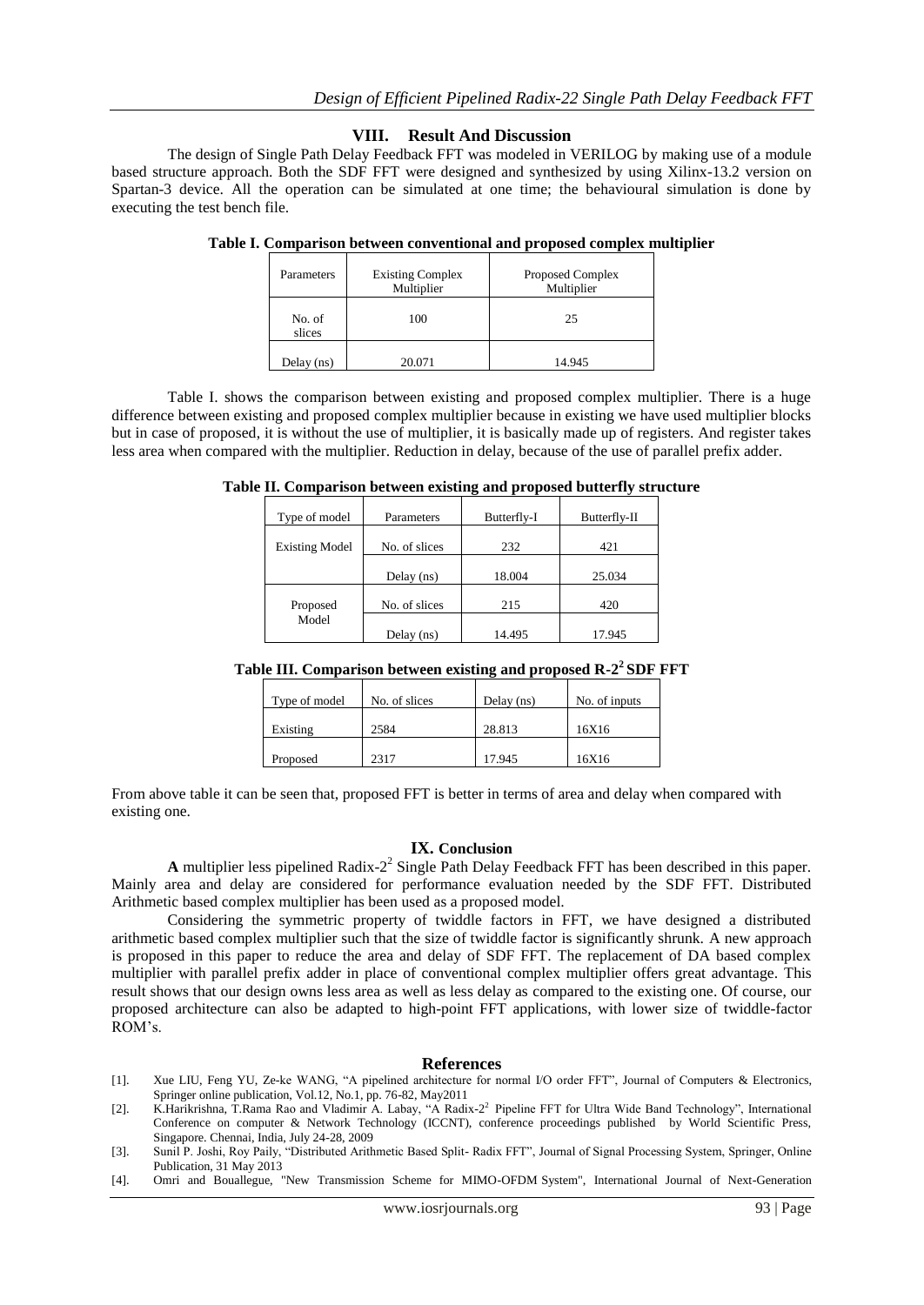## VIII. Result And Discussion

The design of Single Path Delay Feedback FFT was modeled in VERILOG by making use of a module based structure approach. Both the SDF FFT were designed and synthesized by using Xilinx-13.2 version on Spartan-3 device. All the operation can be simulated at one time; the behavioural simulation is done by executing the test bench file.

**Table I. Comparison between conventional and proposed complex multiplier**

| Parameters | Existing Complex Multiplier | Proposed Complex Multiplier |
|---|---|---|
| No. of slices | 100 | 25 |
| Delay (ns) | 20.071 | 14.945 |

Table I. shows the comparison between existing and proposed complex multiplier. There is a huge difference between existing and proposed complex multiplier because in existing we have used multiplier blocks but in case of proposed, it is without the use of multiplier, it is basically made up of registers. And register takes less area when compared with the multiplier. Reduction in delay, because of the use of parallel prefix adder.

**Table II. Comparison between existing and proposed butterfly structure**

| Type of model | Parameters | Butterfly-I | Butterfly-II |
|---|---|---|---|
| Existing Model | No. of slices | 232 | 421 |
| | Delay (ns) | 18.004 | 25.034 |
| Proposed Model | No. of slices | 215 | 420 |
| | Delay (ns) | 14.495 | 17.945 |

**Table III. Comparison between existing and proposed R-$2^2$ SDF FFT**

| Type of model | No. of slices | Delay (ns) | No. of inputs |
|---|---|---|---|
| Existing | 2584 | 28.813 | 16X16 |
| Proposed | 2317 | 17.945 | 16X16 |

From above table it can be seen that, proposed FFT is better in terms of area and delay when compared with existing one.

## IX. Conclusion

**A** multiplier less pipelined Radix-$2^2$ Single Path Delay Feedback FFT has been described in this paper. Mainly area and delay are considered for performance evaluation needed by the SDF FFT. Distributed Arithmetic based complex multiplier has been used as a proposed model.

Considering the symmetric property of twiddle factors in FFT, we have designed a distributed arithmetic based complex multiplier such that the size of twiddle factor is significantly shrunk. A new approach is proposed in this paper to reduce the area and delay of SDF FFT. The replacement of DA based complex multiplier with parallel prefix adder in place of conventional complex multiplier offers great advantage. This result shows that our design owns less area as well as less delay as compared to the existing one. Of course, our proposed architecture can also be adapted to high-point FFT applications, with lower size of twiddle-factor ROM's.

## References

[1]. Xue LIU, Feng YU, Ze-ke WANG, "A pipelined architecture for normal I/O order FFT", Journal of Computers & Electronics, Springer online publication, Vol.12, No.1, pp. 76-82, May2011

[2]. K.Harikrishna, T.Rama Rao and Vladimir A. Labay, "A Radix-$2^2$ Pipeline FFT for Ultra Wide Band Technology", International Conference on computer & Network Technology (ICCNT), conference proceedings published by World Scientific Press, Singapore. Chennai, India, July 24-28, 2009

[3]. Sunil P. Joshi, Roy Paily, "Distributed Arithmetic Based Split- Radix FFT", Journal of Signal Processing System, Springer, Online Publication, 31 May 2013

[4]. Omri and Bouallegue, "New Transmission Scheme for MIMO-OFDM System", International Journal of Next-Generation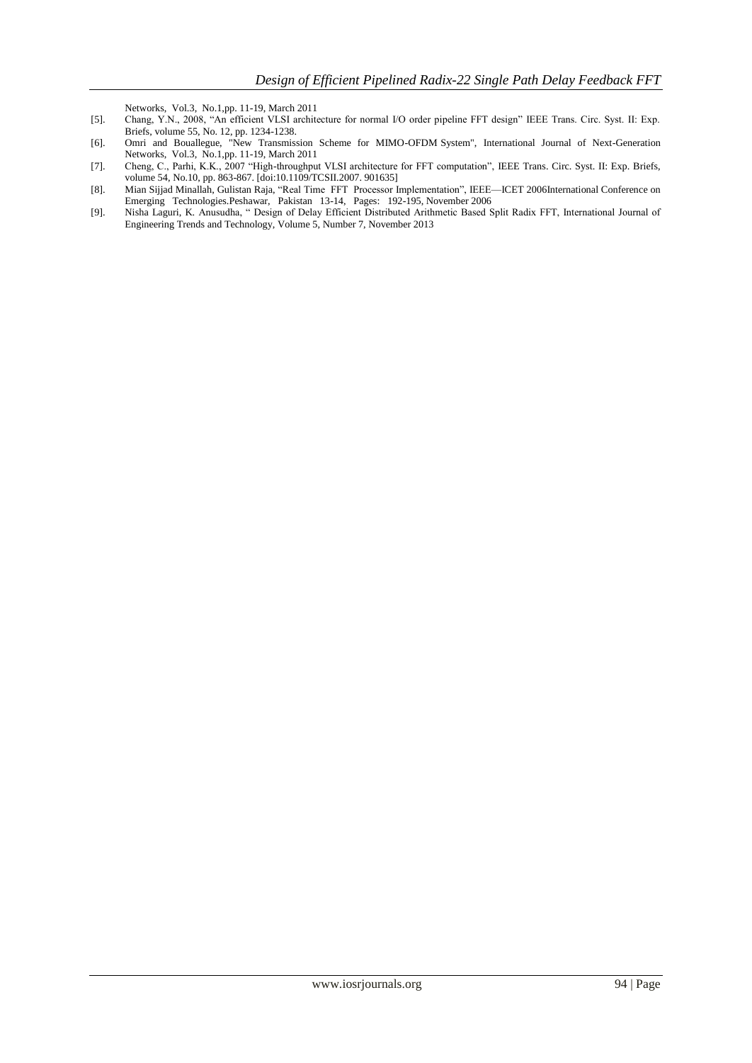Networks, Vol.3, No.1,pp. 11-19, March 2011

[5]. Chang, Y.N., 2008, "An efficient VLSI architecture for normal I/O order pipeline FFT design" IEEE Trans. Circ. Syst. II: Exp. Briefs, volume 55, No. 12, pp. 1234-1238.

[6]. Omri and Bouallegue, "New Transmission Scheme for MIMO-OFDM System", International Journal of Next-Generation Networks, Vol.3, No.1,pp. 11-19, March 2011

[7]. Cheng, C., Parhi, K.K., 2007 "High-throughput VLSI architecture for FFT computation", IEEE Trans. Circ. Syst. II: Exp. Briefs, volume 54, No.10, pp. 863-867. [doi:10.1109/TCSII.2007. 901635]

[8]. Mian Sijjad Minallah, Gulistan Raja, "Real Time FFT Processor Implementation", IEEE—ICET 2006International Conference on Emerging Technologies.Peshawar, Pakistan 13-14, Pages: 192-195, November 2006

[9]. Nisha Laguri, K. Anusudha, " Design of Delay Efficient Distributed Arithmetic Based Split Radix FFT, International Journal of Engineering Trends and Technology, Volume 5, Number 7, November 2013